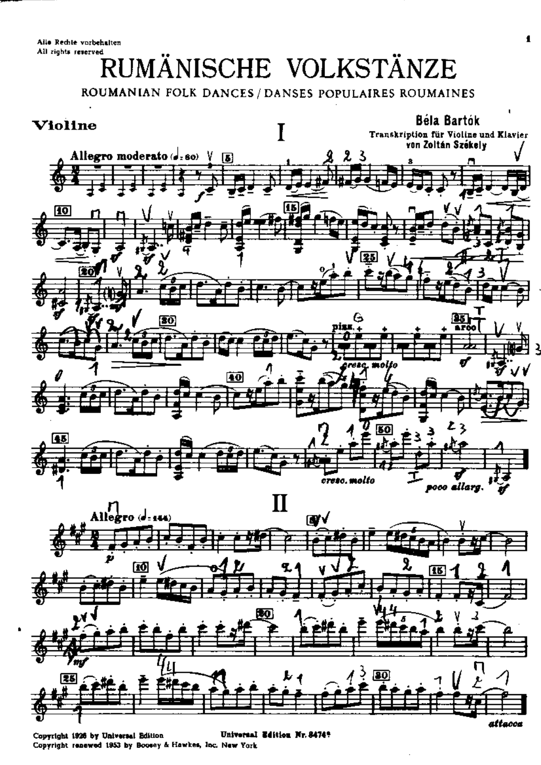Alle Rechte vorbehalten
All rights reserved

# RUMÄNISCHE VOLKSTÄNZE

ROUMANIAN FOLK DANCES / DANSES POPULAIRES ROUMAINES

**Violine**

Béla Bartók

Transkription für Violine und Klavier von Zoltán Székely

## I

Allegro moderato (♩= 60)

## II

Allegro (♩= 144)

Copyright 1926 by Universal Edition
Copyright renewed 1953 by Boosey & Hawkes, Inc. New York

Universal Edition Nr. 8474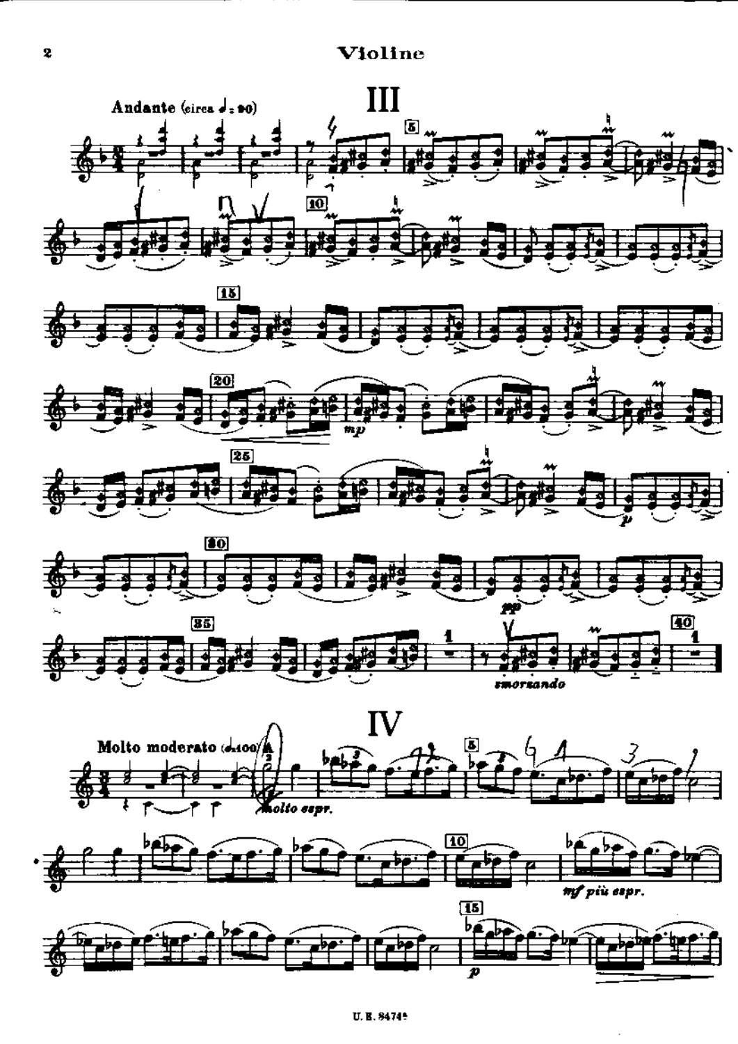## III

Andante (circa ♩= 90)

*mp*

*p*

*pp*

*smorzando*

## IV

Molto moderato (♩= 100)

*molto espr.*

*mf più espr.*

*p*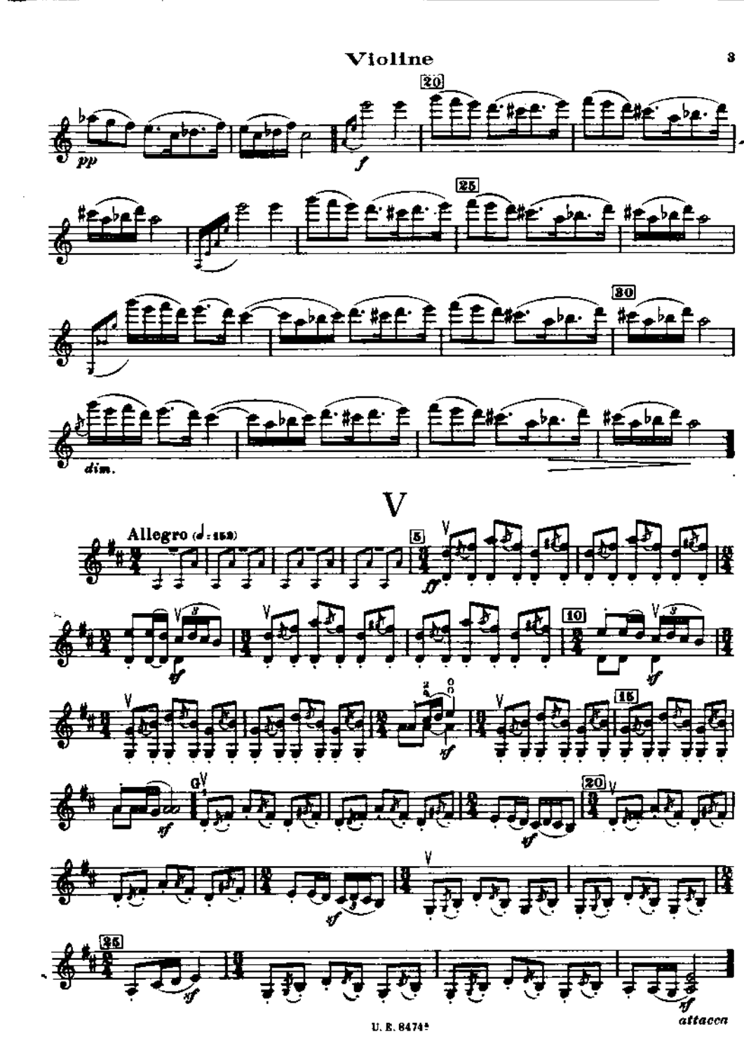# V

Allegro (♩= 152)

*attacca*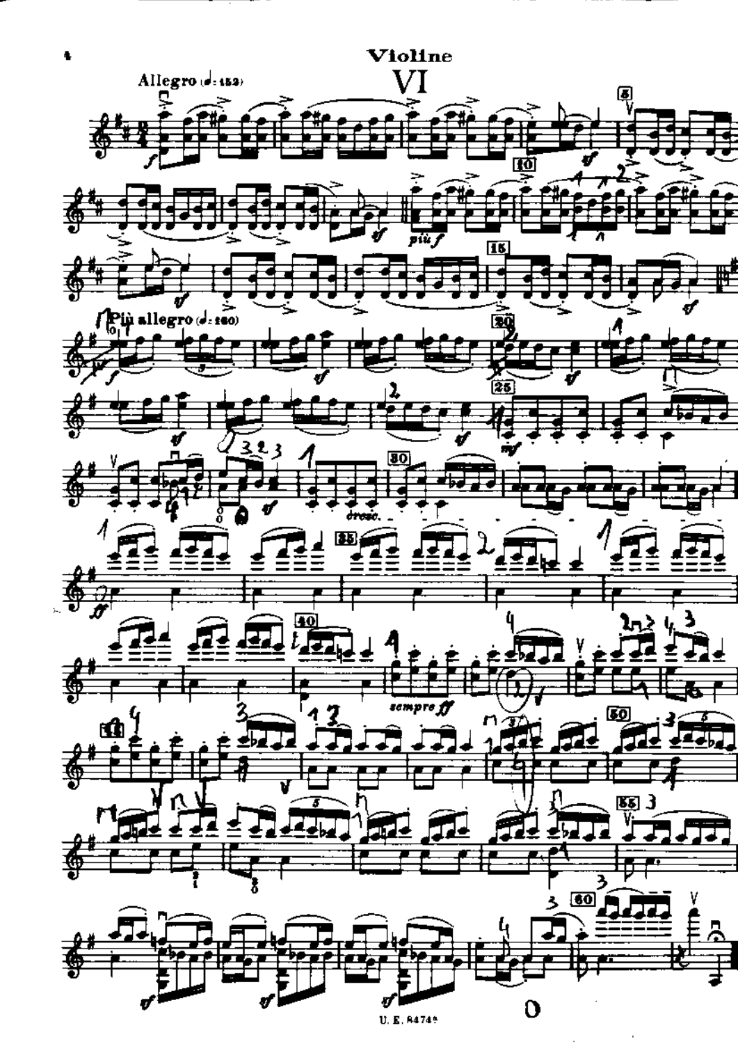# Violine

## VI

Allegro (♩= 152)

Più allegro (♩= 160)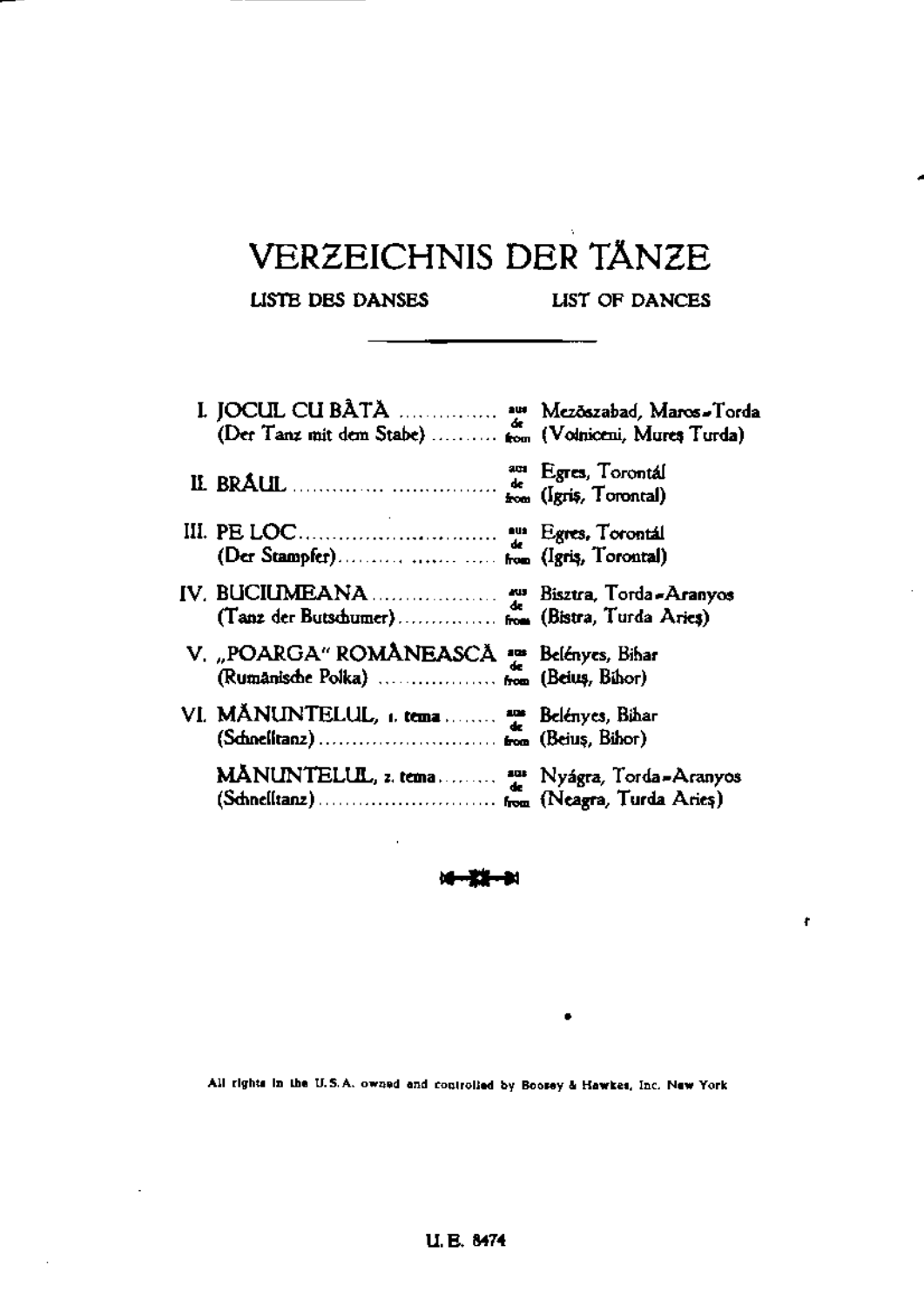# VERZEICHNIS DER TÄNZE

LISTE DES DANSES — LIST OF DANCES

| | | | |
|---|---|---|---|
| I. | JOCUL CU BÂTĂ | aus / de / from | Mezőszabad, Maros-Torda |
| | (Der Tanz mit dem Stabe) | | (Voiniceni, Mureş Turda) |
| II. | BRÂUL | aus / de / from | Egres, Torontál |
| | | | (Igriş, Torontal) |
| III. | PE LOC | aus / de / from | Egres, Torontál |
| | (Der Stampfer) | | (Igriş, Torontal) |
| IV. | BUCIUMEANA | aus / de / from | Bisztra, Torda-Aranyos |
| | (Tanz der Butschumer) | | (Bistra, Turda Arieş) |
| V. | „POARGA" ROMÂNEASCĂ | aus / de / from | Belényes, Bihar |
| | (Rumänische Polka) | | (Beiuş, Bihor) |
| VI. | MĂNUNTELUL, 1. tema | aus / de / from | Belényes, Bihar |
| | (Schnelltanz) | | (Beiuş, Bihor) |
| | MĂNUNTELUL, 2. tema | aus / de / from | Nyágra, Torda-Aranyos |
| | (Schnelltanz) | | (Neagra, Turda Arieş) |

All rights in the U.S.A. owned and controlled by Boosey & Hawkes, Inc. New York

U. E. 8474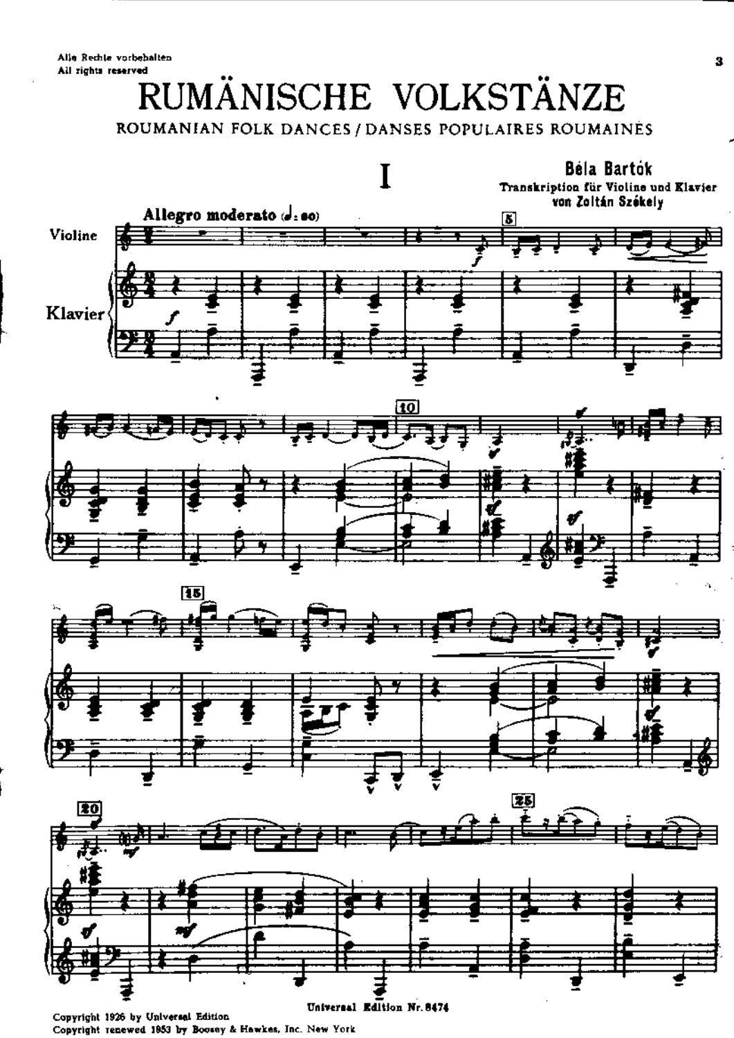Alle Rechte vorbehalten
All rights reserved

# RUMÄNISCHE VOLKSTÄNZE

ROUMANIAN FOLK DANCES / DANSES POPULAIRES ROUMAINES

## I

**Béla Bartók**

Transkription für Violine und Klavier von Zoltán Székely

Allegro moderato (♩= 80)

Violine

Klavier

Copyright 1926 by Universal Edition
Copyright renewed 1953 by Boosey & Hawkes, Inc. New York

Universal Edition Nr. 8474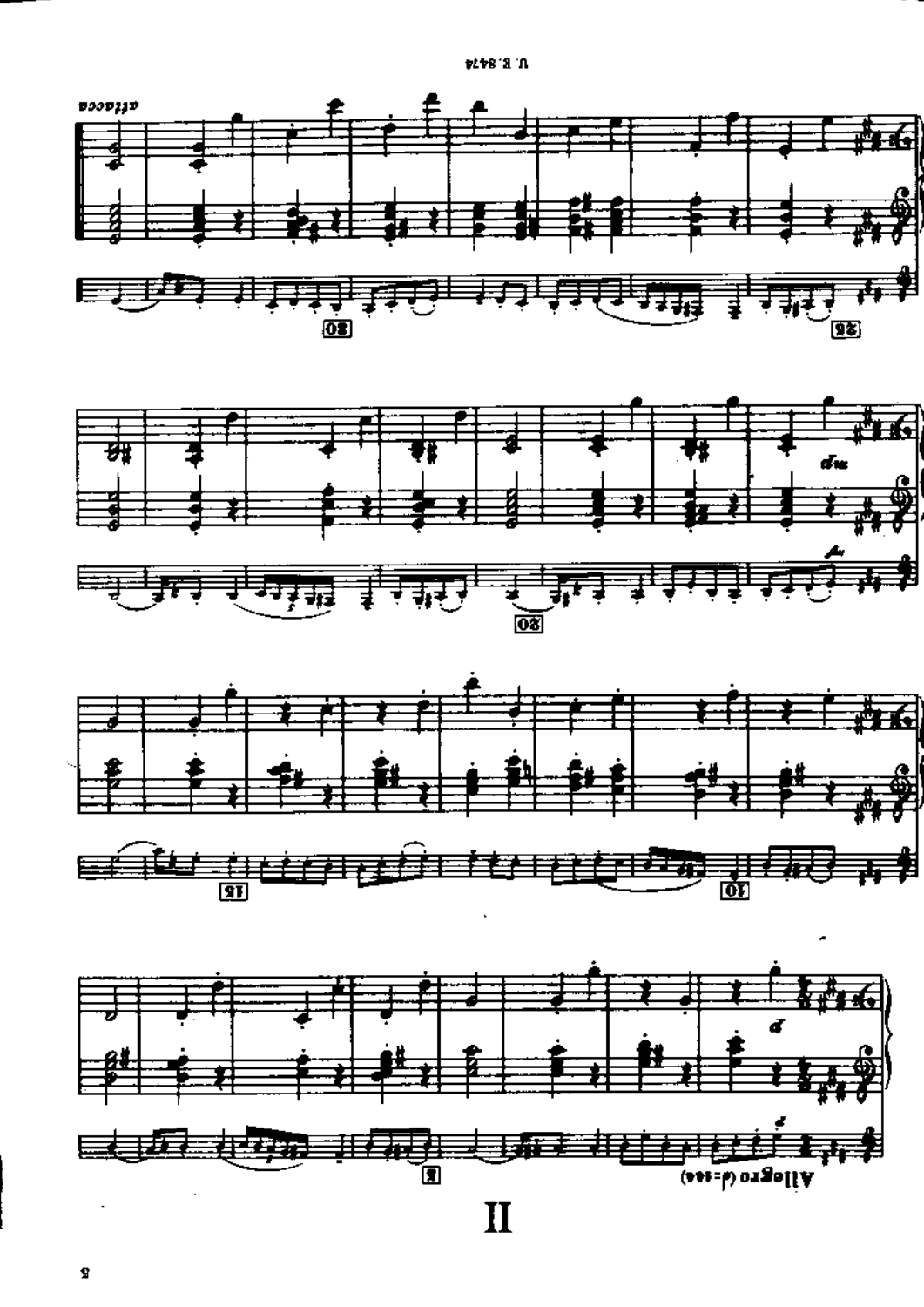# II

Allegro (♩=144)

*attacca*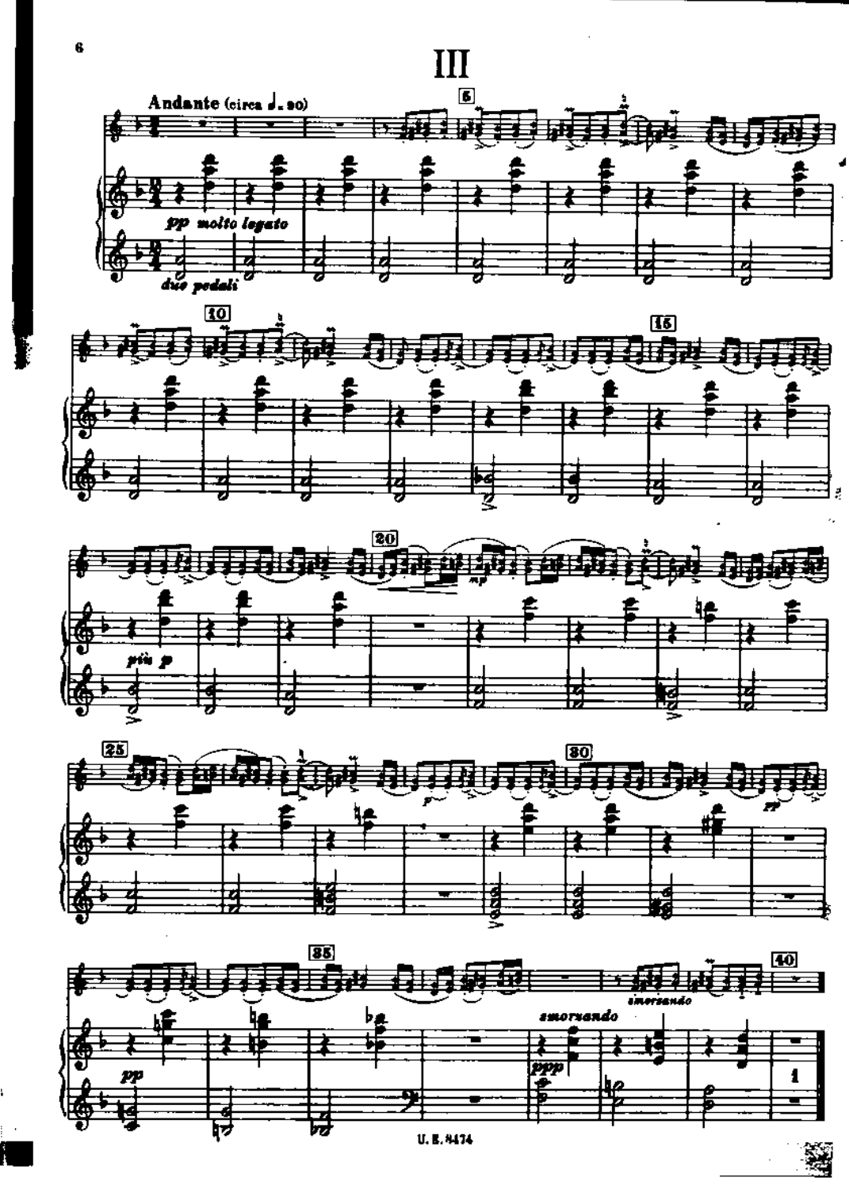# III

Andante (circa ♩= 90)

*pp molto legato*

*due pedali*

*più p*

*mp*

*p*

*pp*

*pp*

*smorzando*

*ppp*

*smorzando*

U. E. 8474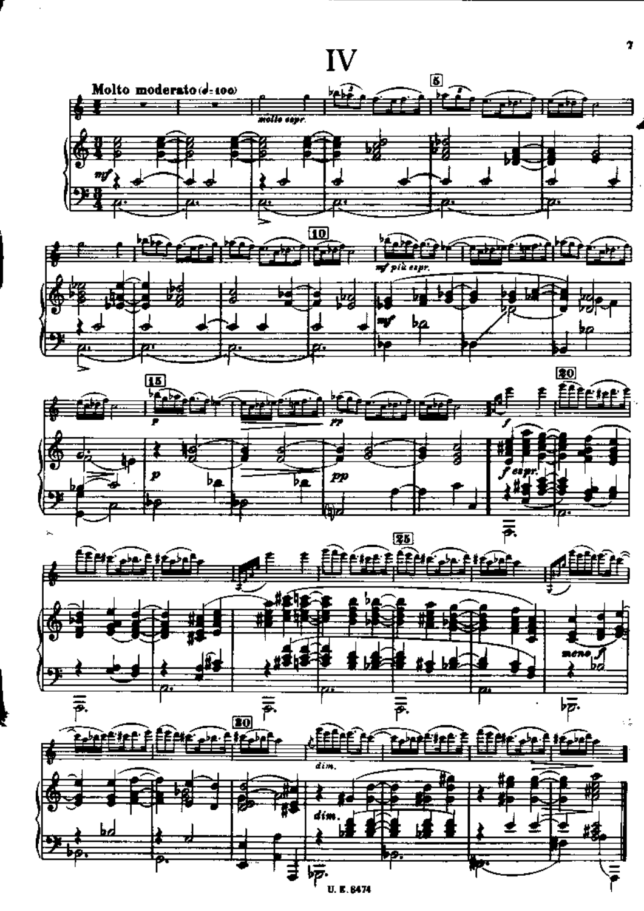# IV

Molto moderato (♩= 100)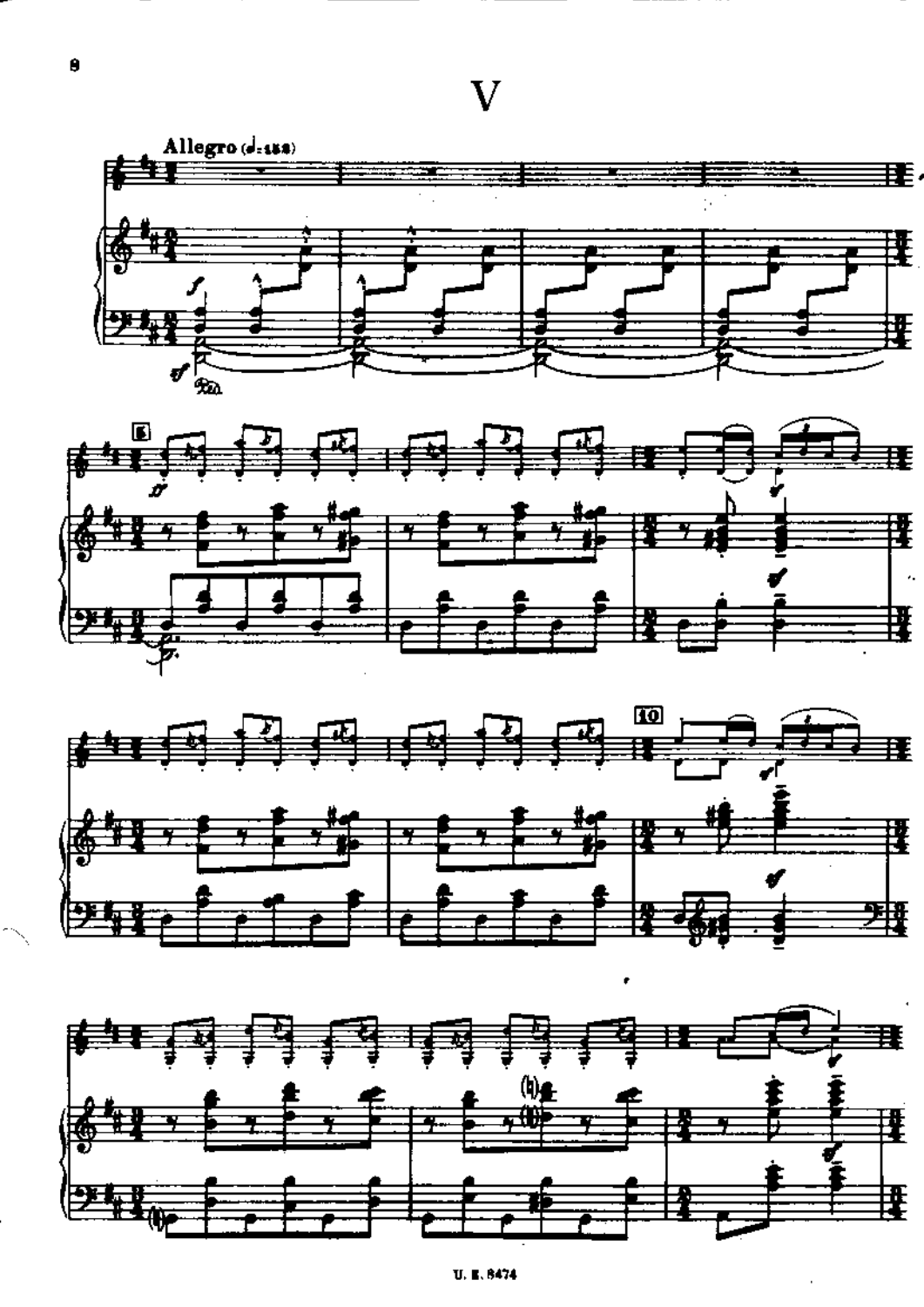# V

Allegro (𝅗𝅥 = 152)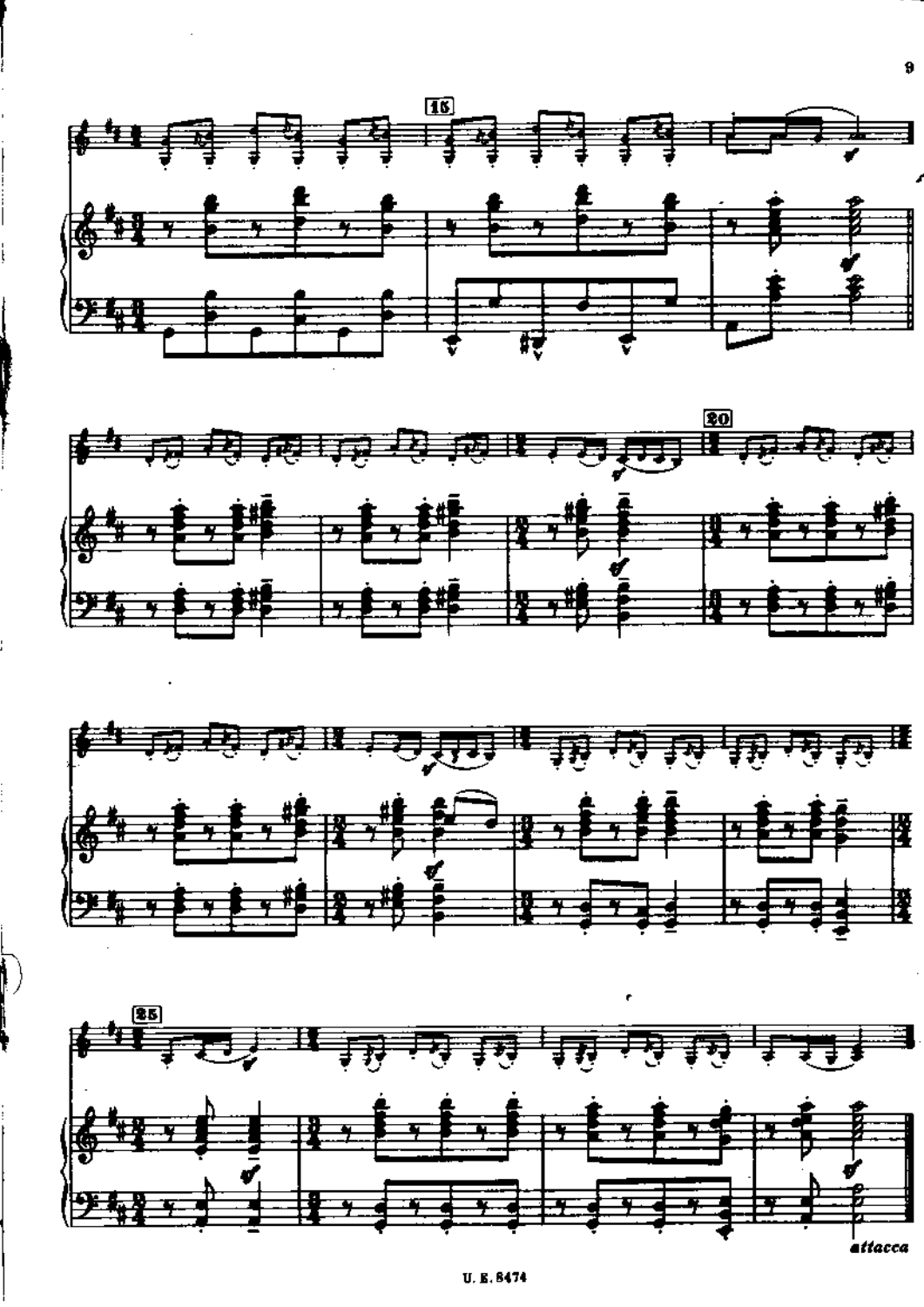*attacca*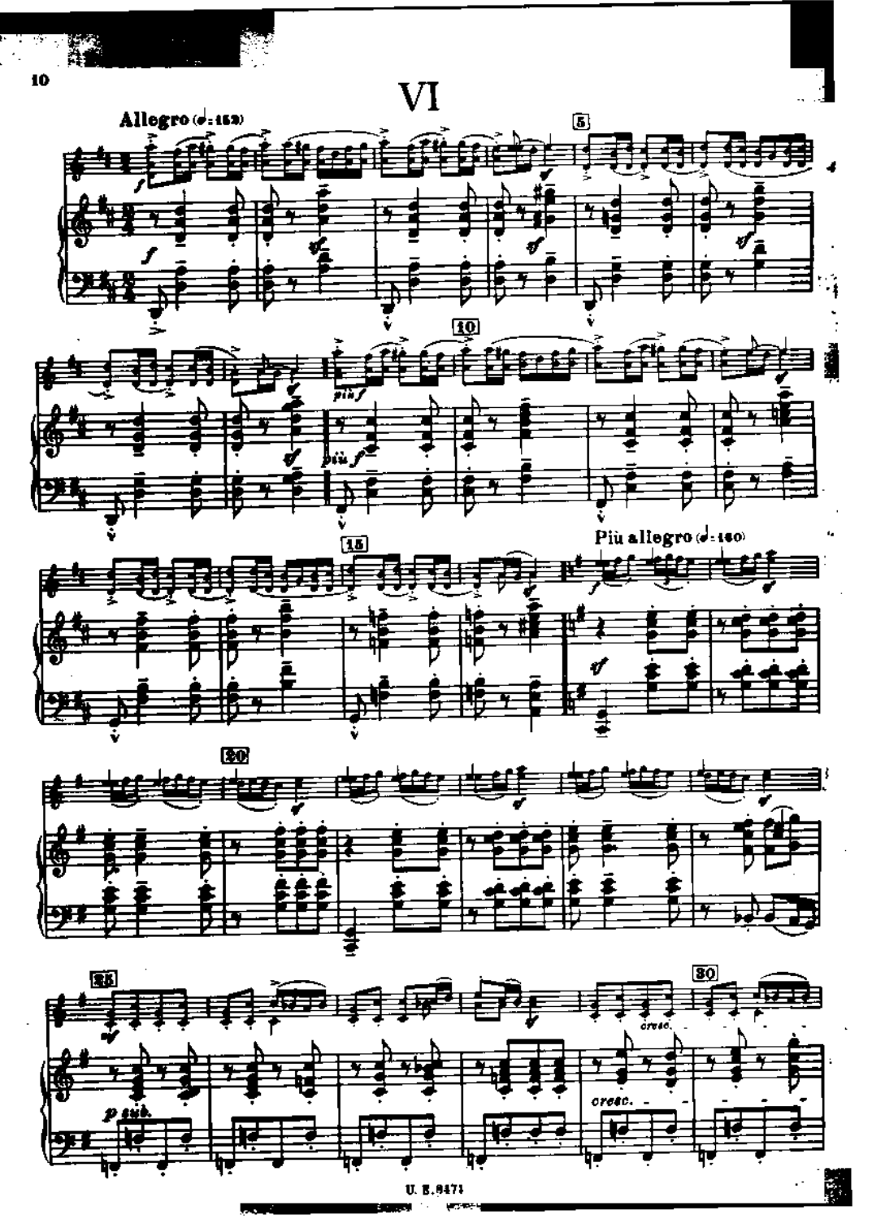# VI

**Allegro** (♩=152)

**Più allegro** (♩=160)